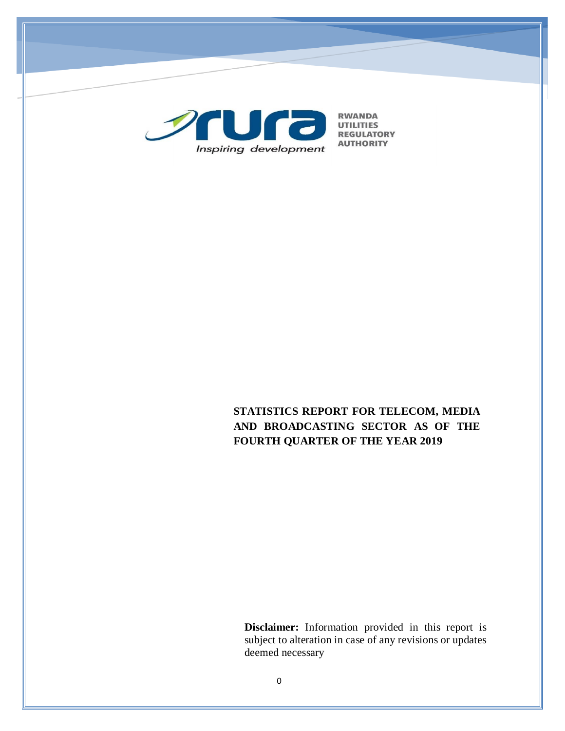RWANDA UTILITIES REGULATORY AUTHORITY

*Inspiring development*

# STATISTICS REPORT FOR TELECOM, MEDIA AND BROADCASTING SECTOR AS OF THE FOURTH QUARTER OF THE YEAR 2019

**Disclaimer:** Information provided in this report is subject to alteration in case of any revisions or updates deemed necessary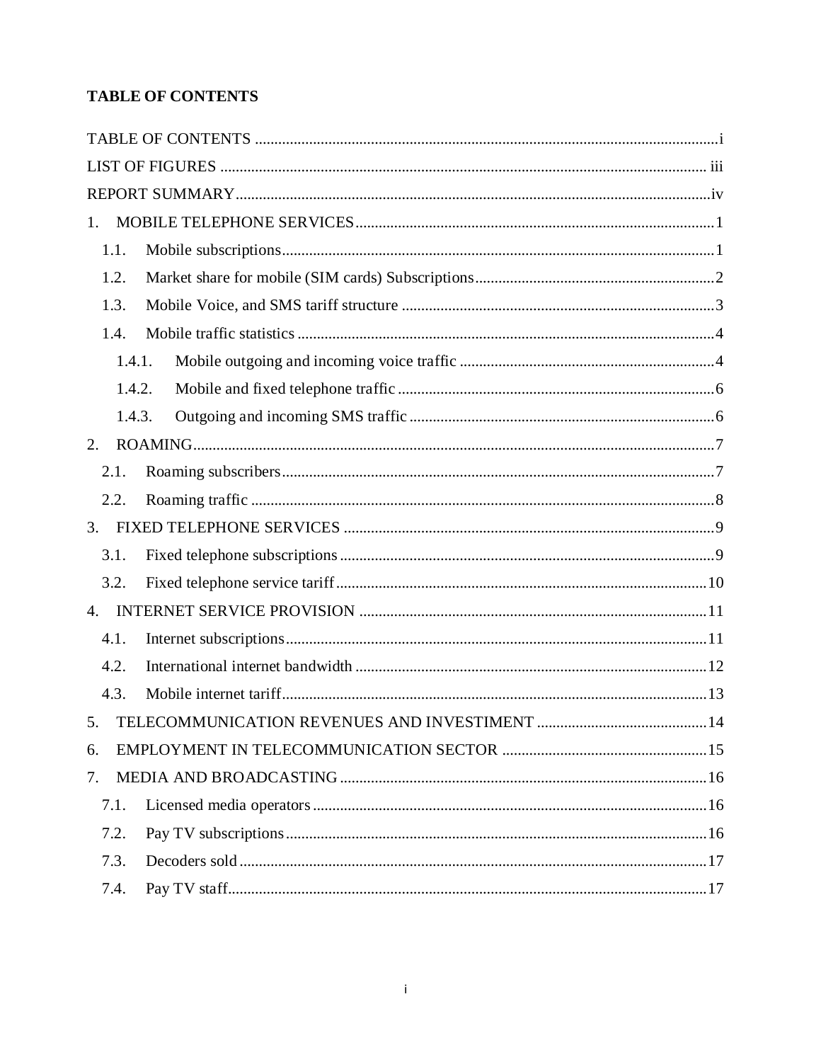**TABLE OF CONTENTS**

TABLE OF CONTENTS ....................................................................................................i

LIST OF FIGURES ..................................................................................................... iii

REPORT SUMMARY....................................................................................................iv

1. MOBILE TELEPHONE SERVICES ..................................................................................1

  1.1. Mobile subscriptions.................................................................................................1

  1.2. Market share for mobile (SIM cards) Subscriptions....................................................2

  1.3. Mobile Voice, and SMS tariff structure .......................................................................3

  1.4. Mobile traffic statistics ..............................................................................................4

    1.4.1. Mobile outgoing and incoming voice traffic ..........................................................4

    1.4.2. Mobile and fixed telephone traffic ........................................................................6

    1.4.3. Outgoing and incoming SMS traffic ......................................................................6

2. ROAMING.....................................................................................................................7

  2.1. Roaming subscribers..................................................................................................7

  2.2. Roaming traffic .........................................................................................................8

3. FIXED TELEPHONE SERVICES .....................................................................................9

  3.1. Fixed telephone subscriptions ....................................................................................9

  3.2. Fixed telephone service tariff....................................................................................10

4. INTERNET SERVICE PROVISION ................................................................................11

  4.1. Internet subscriptions...............................................................................................11

  4.2. International internet bandwidth ..............................................................................12

  4.3. Mobile internet tariff................................................................................................13

5. TELECOMMUNICATION REVENUES AND INVESTIMENT ..........................................14

6. EMPLOYMENT IN TELECOMMUNICATION SECTOR .................................................15

7. MEDIA AND BROADCASTING ....................................................................................16

  7.1. Licensed media operators .........................................................................................16

  7.2. Pay TV subscriptions................................................................................................16

  7.3. Decoders sold ..........................................................................................................17

  7.4. Pay TV staff.............................................................................................................17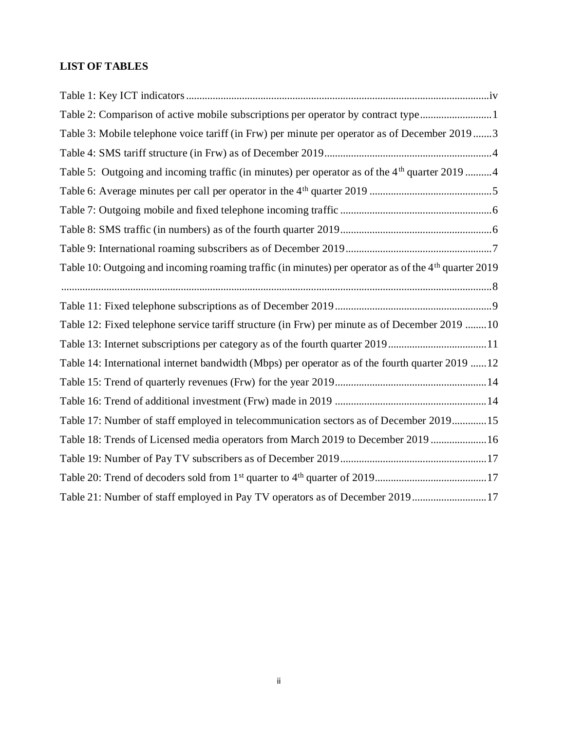**LIST OF TABLES**

Table 1: Key ICT indicators .................................................................................................................. iv

Table 2: Comparison of active mobile subscriptions per operator by contract type ........................... 1

Table 3: Mobile telephone voice tariff (in Frw) per minute per operator as of December 2019 ....... 3

Table 4: SMS tariff structure (in Frw) as of December 2019 .............................................................. 4

Table 5: Outgoing and incoming traffic (in minutes) per operator as of the 4th quarter 2019 .......... 4

Table 6: Average minutes per call per operator in the 4th quarter 2019 ............................................. 5

Table 7: Outgoing mobile and fixed telephone incoming traffic ........................................................ 6

Table 8: SMS traffic (in numbers) as of the fourth quarter 2019 ........................................................ 6

Table 9: International roaming subscribers as of December 2019 ...................................................... 7

Table 10: Outgoing and incoming roaming traffic (in minutes) per operator as of the 4th quarter 2019 ................................................................................................................................................ 8

Table 11: Fixed telephone subscriptions as of December 2019 .......................................................... 9

Table 12: Fixed telephone service tariff structure (in Frw) per minute as of December 2019 ........ 10

Table 13: Internet subscriptions per category as of the fourth quarter 2019 .................................... 11

Table 14: International internet bandwidth (Mbps) per operator as of the fourth quarter 2019 ...... 12

Table 15: Trend of quarterly revenues (Frw) for the year 2019 ........................................................ 14

Table 16: Trend of additional investment (Frw) made in 2019 ........................................................ 14

Table 17: Number of staff employed in telecommunication sectors as of December 2019 ............ 15

Table 18: Trends of Licensed media operators from March 2019 to December 2019 .................... 16

Table 19: Number of Pay TV subscribers as of December 2019 ...................................................... 17

Table 20: Trend of decoders sold from 1st quarter to 4th quarter of 2019 .......................................... 17

Table 21: Number of staff employed in Pay TV operators as of December 2019 ........................... 17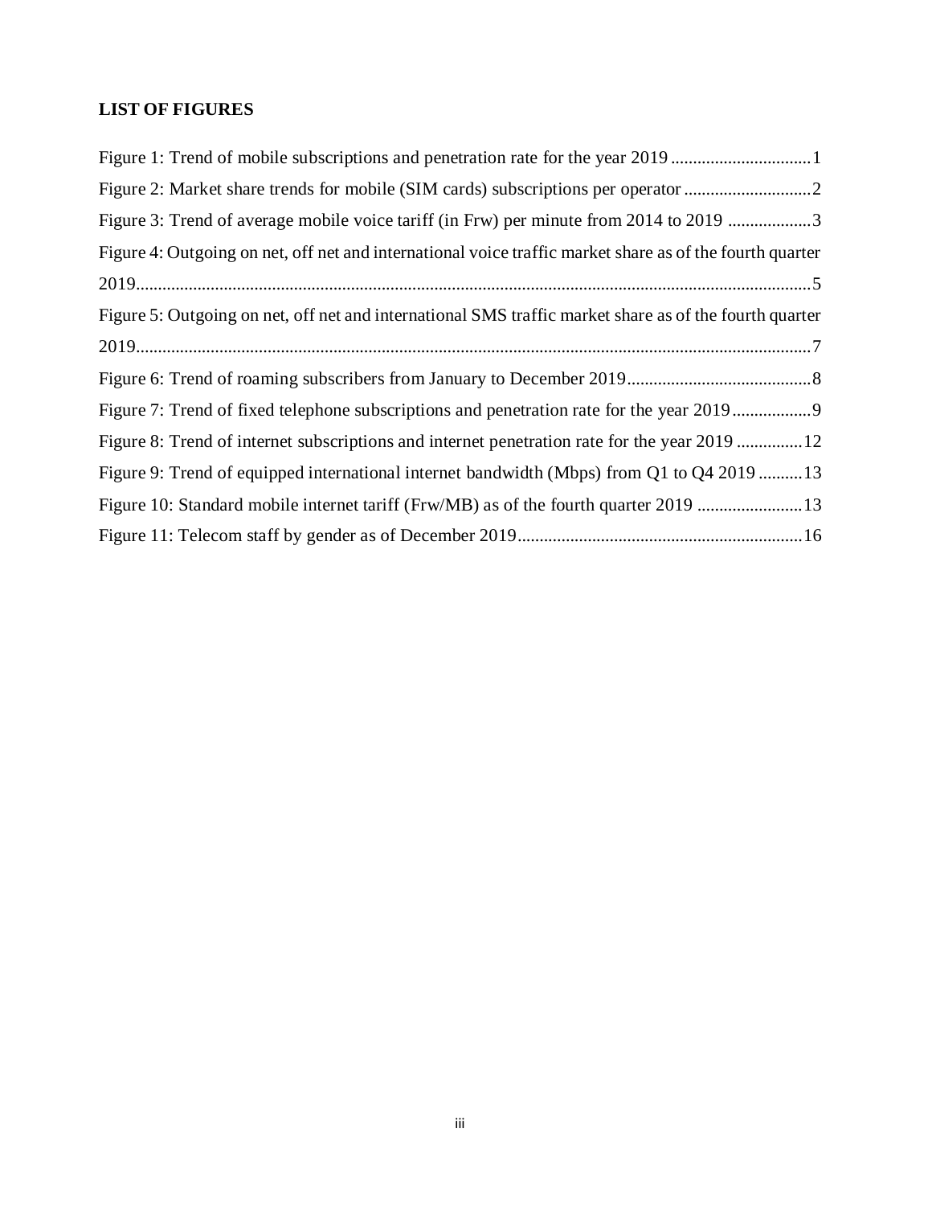# LIST OF FIGURES

Figure 1: Trend of mobile subscriptions and penetration rate for the year 2019 ................................1

Figure 2: Market share trends for mobile (SIM cards) subscriptions per operator .............................2

Figure 3: Trend of average mobile voice tariff (in Frw) per minute from 2014 to 2019 ...................3

Figure 4: Outgoing on net, off net and international voice traffic market share as of the fourth quarter 2019.........................................................................................................................................5

Figure 5: Outgoing on net, off net and international SMS traffic market share as of the fourth quarter 2019.........................................................................................................................................7

Figure 6: Trend of roaming subscribers from January to December 2019..........................................8

Figure 7: Trend of fixed telephone subscriptions and penetration rate for the year 2019..................9

Figure 8: Trend of internet subscriptions and internet penetration rate for the year 2019 ...............12

Figure 9: Trend of equipped international internet bandwidth (Mbps) from Q1 to Q4 2019 ..........13

Figure 10: Standard mobile internet tariff (Frw/MB) as of the fourth quarter 2019 ........................13

Figure 11: Telecom staff by gender as of December 2019.................................................................16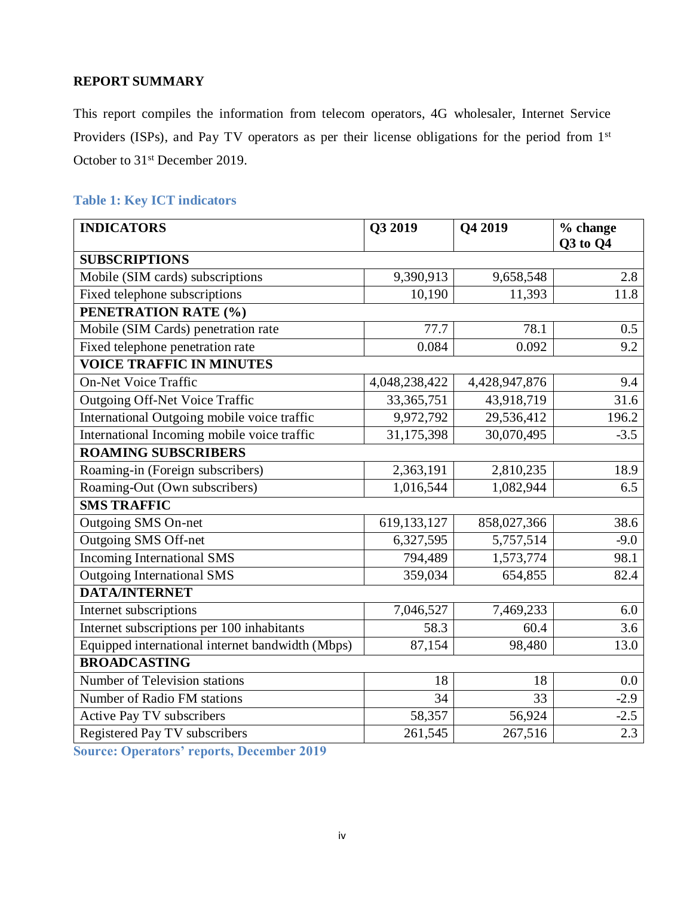## REPORT SUMMARY

This report compiles the information from telecom operators, 4G wholesaler, Internet Service Providers (ISPs), and Pay TV operators as per their license obligations for the period from 1st October to 31st December 2019.

### Table 1: Key ICT indicators

| INDICATORS | Q3 2019 | Q4 2019 | % change Q3 to Q4 |
|---|---|---|---|
| **SUBSCRIPTIONS** | | | |
| Mobile (SIM cards) subscriptions | 9,390,913 | 9,658,548 | 2.8 |
| Fixed telephone subscriptions | 10,190 | 11,393 | 11.8 |
| **PENETRATION RATE (%)** | | | |
| Mobile (SIM Cards) penetration rate | 77.7 | 78.1 | 0.5 |
| Fixed telephone penetration rate | 0.084 | 0.092 | 9.2 |
| **VOICE TRAFFIC IN MINUTES** | | | |
| On-Net Voice Traffic | 4,048,238,422 | 4,428,947,876 | 9.4 |
| Outgoing Off-Net Voice Traffic | 33,365,751 | 43,918,719 | 31.6 |
| International Outgoing mobile voice traffic | 9,972,792 | 29,536,412 | 196.2 |
| International Incoming mobile voice traffic | 31,175,398 | 30,070,495 | -3.5 |
| **ROAMING SUBSCRIBERS** | | | |
| Roaming-in (Foreign subscribers) | 2,363,191 | 2,810,235 | 18.9 |
| Roaming-Out (Own subscribers) | 1,016,544 | 1,082,944 | 6.5 |
| **SMS TRAFFIC** | | | |
| Outgoing SMS On-net | 619,133,127 | 858,027,366 | 38.6 |
| Outgoing SMS Off-net | 6,327,595 | 5,757,514 | -9.0 |
| Incoming International SMS | 794,489 | 1,573,774 | 98.1 |
| Outgoing International SMS | 359,034 | 654,855 | 82.4 |
| **DATA/INTERNET** | | | |
| Internet subscriptions | 7,046,527 | 7,469,233 | 6.0 |
| Internet subscriptions per 100 inhabitants | 58.3 | 60.4 | 3.6 |
| Equipped international internet bandwidth (Mbps) | 87,154 | 98,480 | 13.0 |
| **BROADCASTING** | | | |
| Number of Television stations | 18 | 18 | 0.0 |
| Number of Radio FM stations | 34 | 33 | -2.9 |
| Active Pay TV subscribers | 58,357 | 56,924 | -2.5 |
| Registered Pay TV subscribers | 261,545 | 267,516 | 2.3 |

**Source: Operators' reports, December 2019**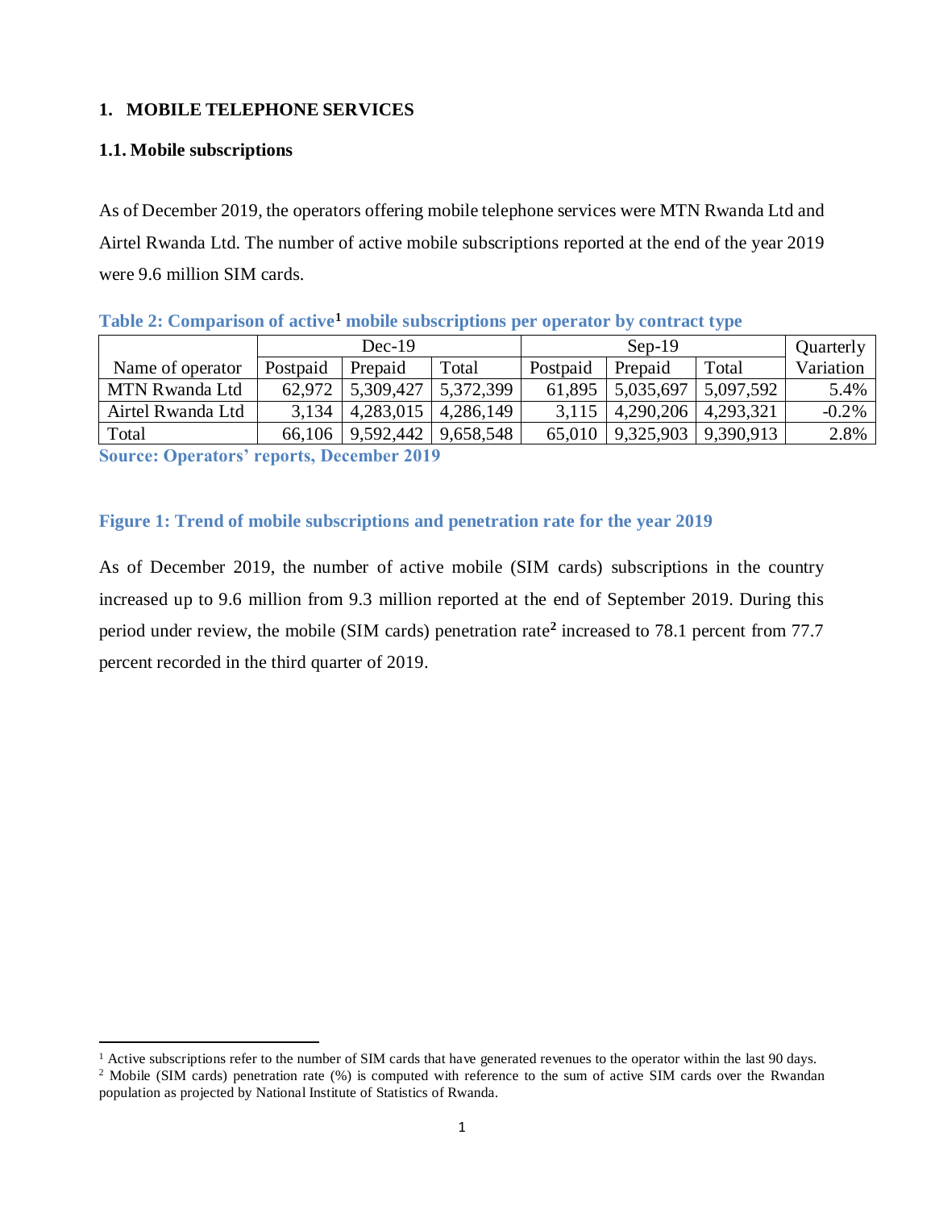# 1. MOBILE TELEPHONE SERVICES

## 1.1. Mobile subscriptions

As of December 2019, the operators offering mobile telephone services were MTN Rwanda Ltd and Airtel Rwanda Ltd. The number of active mobile subscriptions reported at the end of the year 2019 were 9.6 million SIM cards.

**Table 2: Comparison of active[1] mobile subscriptions per operator by contract type**

| Name of operator | Dec-19 | | | Sep-19 | | | Quarterly Variation |
|---|---|---|---|---|---|---|---|
| | Postpaid | Prepaid | Total | Postpaid | Prepaid | Total | |
| MTN Rwanda Ltd | 62,972 | 5,309,427 | 5,372,399 | 61,895 | 5,035,697 | 5,097,592 | 5.4% |
| Airtel Rwanda Ltd | 3,134 | 4,283,015 | 4,286,149 | 3,115 | 4,290,206 | 4,293,321 | -0.2% |
| Total | 66,106 | 9,592,442 | 9,658,548 | 65,010 | 9,325,903 | 9,390,913 | 2.8% |

**Source: Operators' reports, December 2019**

**Figure 1: Trend of mobile subscriptions and penetration rate for the year 2019**

As of December 2019, the number of active mobile (SIM cards) subscriptions in the country increased up to 9.6 million from 9.3 million reported at the end of September 2019. During this period under review, the mobile (SIM cards) penetration rate[2] increased to 78.1 percent from 77.7 percent recorded in the third quarter of 2019.

---

[1] Active subscriptions refer to the number of SIM cards that have generated revenues to the operator within the last 90 days.

[2] Mobile (SIM cards) penetration rate (%) is computed with reference to the sum of active SIM cards over the Rwandan population as projected by National Institute of Statistics of Rwanda.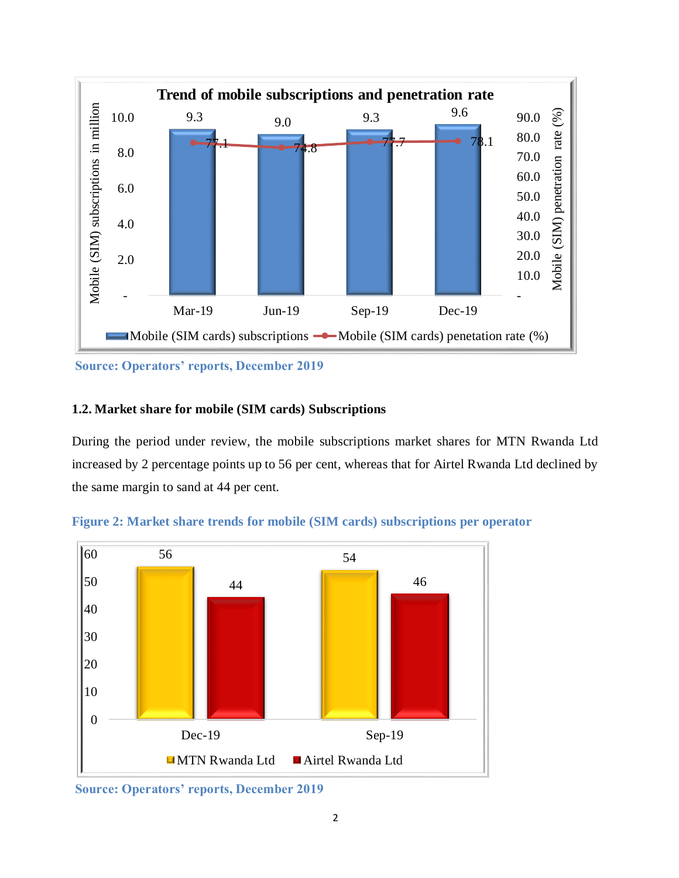Source: Operators' reports, December 2019

### 1.2. Market share for mobile (SIM cards) Subscriptions

During the period under review, the mobile subscriptions market shares for MTN Rwanda Ltd increased by 2 percentage points up to 56 per cent, whereas that for Airtel Rwanda Ltd declined by the same margin to sand at 44 per cent.

**Figure 2: Market share trends for mobile (SIM cards) subscriptions per operator**

Source: Operators' reports, December 2019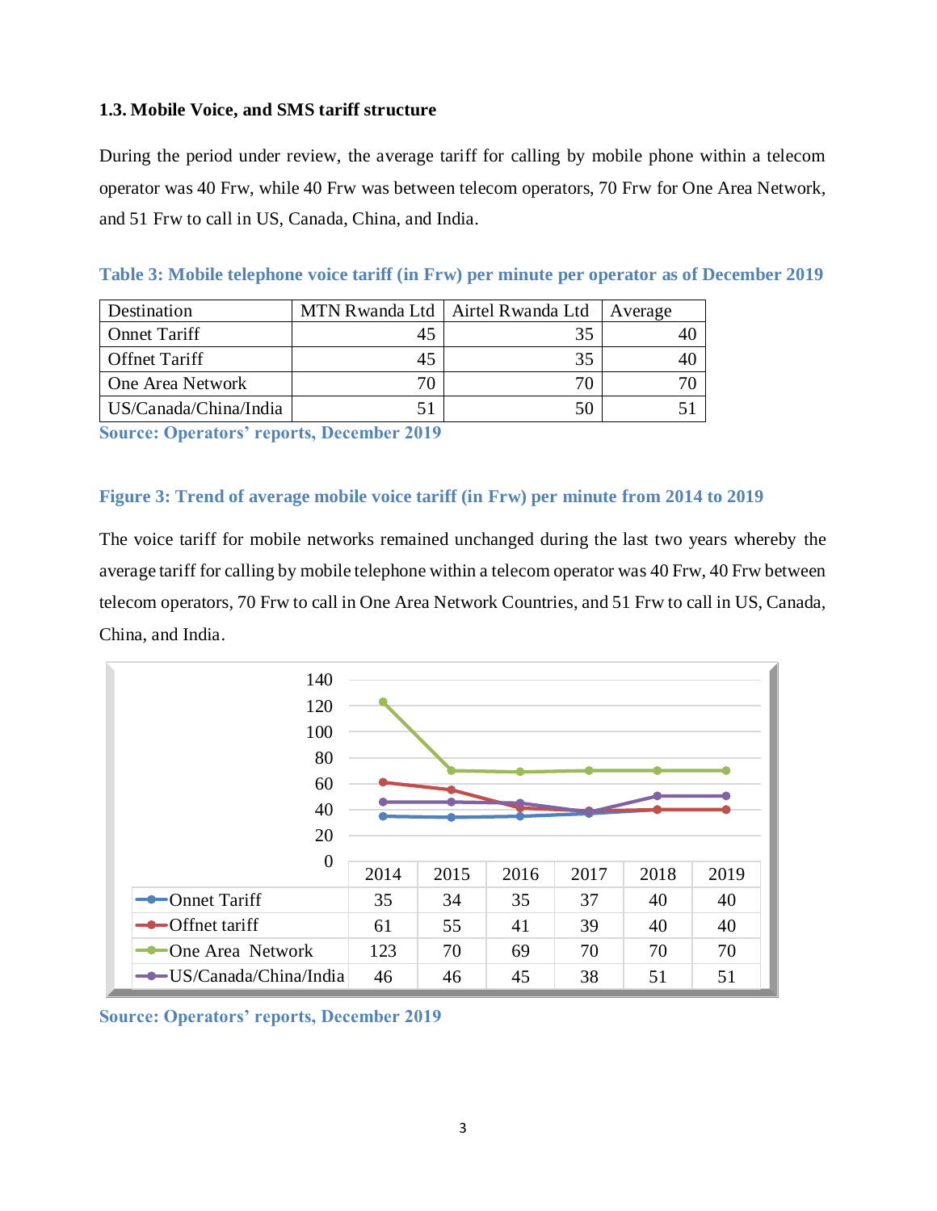### 1.3. Mobile Voice, and SMS tariff structure

During the period under review, the average tariff for calling by mobile phone within a telecom operator was 40 Frw, while 40 Frw was between telecom operators, 70 Frw for One Area Network, and 51 Frw to call in US, Canada, China, and India.

**Table 3: Mobile telephone voice tariff (in Frw) per minute per operator as of December 2019**

| Destination | MTN Rwanda Ltd | Airtel Rwanda Ltd | Average |
|---|---|---|---|
| Onnet Tariff | 45 | 35 | 40 |
| Offnet Tariff | 45 | 35 | 40 |
| One Area Network | 70 | 70 | 70 |
| US/Canada/China/India | 51 | 50 | 51 |

**Source: Operators' reports, December 2019**

**Figure 3: Trend of average mobile voice tariff (in Frw) per minute from 2014 to 2019**

The voice tariff for mobile networks remained unchanged during the last two years whereby the average tariff for calling by mobile telephone within a telecom operator was 40 Frw, 40 Frw between telecom operators, 70 Frw to call in One Area Network Countries, and 51 Frw to call in US, Canada, China, and India.

| | 2014 | 2015 | 2016 | 2017 | 2018 | 2019 |
|---|---|---|---|---|---|---|
| Onnet Tariff | 35 | 34 | 35 | 37 | 40 | 40 |
| Offnet tariff | 61 | 55 | 41 | 39 | 40 | 40 |
| One Area Network | 123 | 70 | 69 | 70 | 70 | 70 |
| US/Canada/China/India | 46 | 46 | 45 | 38 | 51 | 51 |

**Source: Operators' reports, December 2019**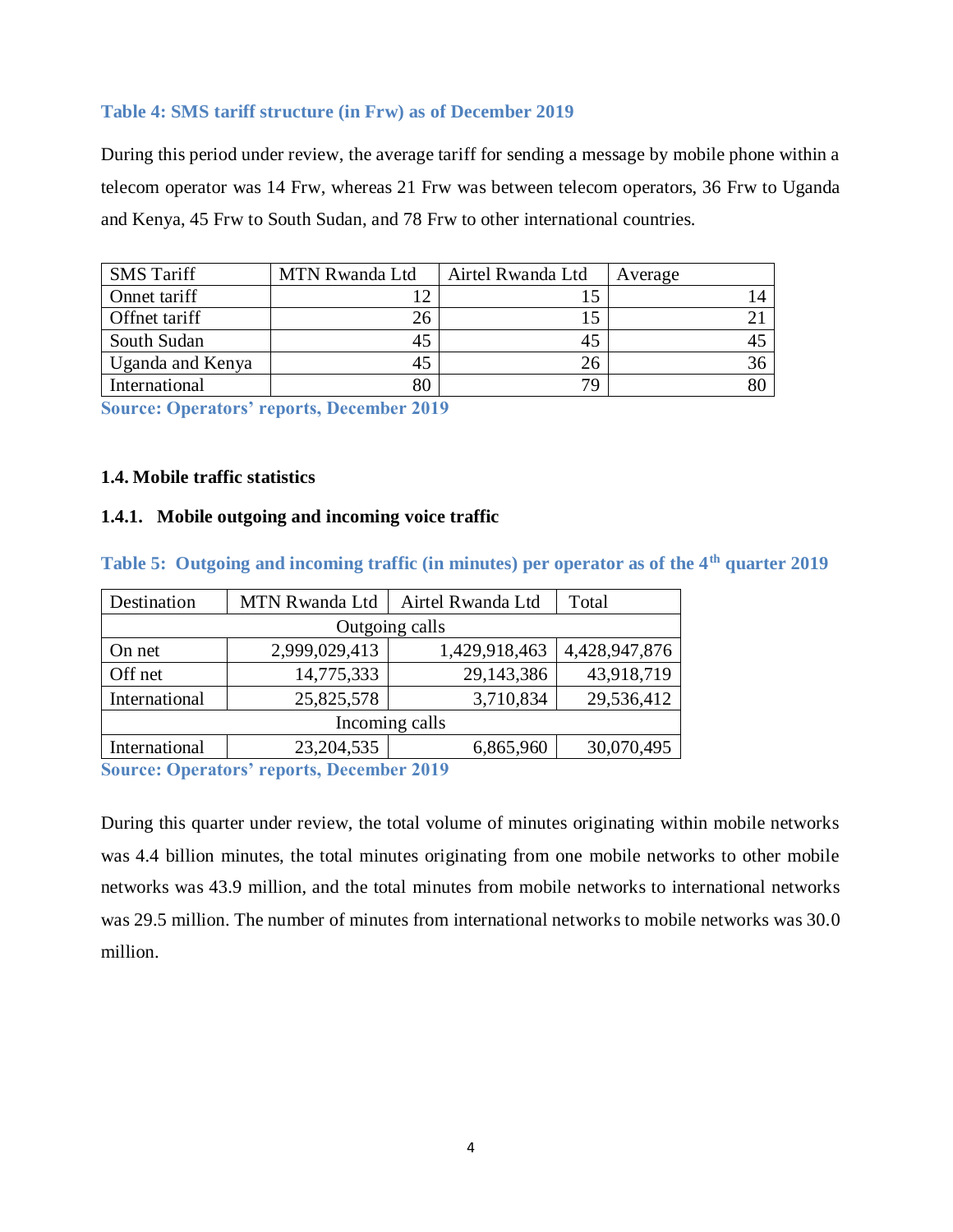**Table 4: SMS tariff structure (in Frw) as of December 2019**

During this period under review, the average tariff for sending a message by mobile phone within a telecom operator was 14 Frw, whereas 21 Frw was between telecom operators, 36 Frw to Uganda and Kenya, 45 Frw to South Sudan, and 78 Frw to other international countries.

| SMS Tariff | MTN Rwanda Ltd | Airtel Rwanda Ltd | Average |
|---|---|---|---|
| Onnet tariff | 12 | 15 | 14 |
| Offnet tariff | 26 | 15 | 21 |
| South Sudan | 45 | 45 | 45 |
| Uganda and Kenya | 45 | 26 | 36 |
| International | 80 | 79 | 80 |

**Source: Operators' reports, December 2019**

### 1.4. Mobile traffic statistics

#### 1.4.1. Mobile outgoing and incoming voice traffic

**Table 5: Outgoing and incoming traffic (in minutes) per operator as of the 4th quarter 2019**

| Destination | MTN Rwanda Ltd | Airtel Rwanda Ltd | Total |
|---|---|---|---|
| Outgoing calls | | | |
| On net | 2,999,029,413 | 1,429,918,463 | 4,428,947,876 |
| Off net | 14,775,333 | 29,143,386 | 43,918,719 |
| International | 25,825,578 | 3,710,834 | 29,536,412 |
| Incoming calls | | | |
| International | 23,204,535 | 6,865,960 | 30,070,495 |

**Source: Operators' reports, December 2019**

During this quarter under review, the total volume of minutes originating within mobile networks was 4.4 billion minutes, the total minutes originating from one mobile networks to other mobile networks was 43.9 million, and the total minutes from mobile networks to international networks was 29.5 million. The number of minutes from international networks to mobile networks was 30.0 million.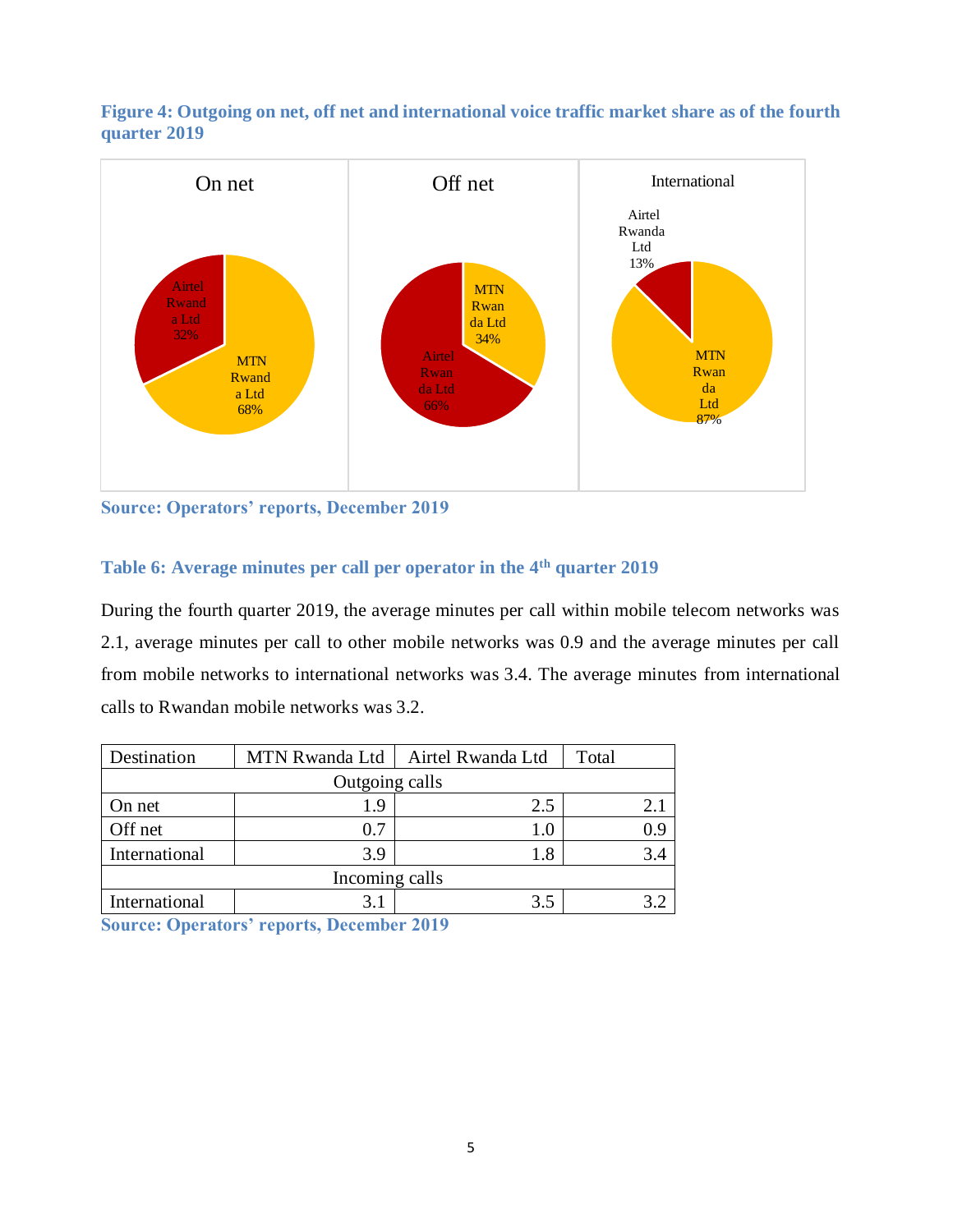**Figure 4: Outgoing on net, off net and international voice traffic market share as of the fourth quarter 2019**

On net

Airtel Rwanda Ltd 32%

MTN Rwanda Ltd 68%

Off net

MTN Rwanda Ltd 34%

Airtel Rwanda Ltd 66%

International

Airtel Rwanda Ltd 13%

MTN Rwanda Ltd 87%

**Source: Operators' reports, December 2019**

**Table 6: Average minutes per call per operator in the 4th quarter 2019**

During the fourth quarter 2019, the average minutes per call within mobile telecom networks was 2.1, average minutes per call to other mobile networks was 0.9 and the average minutes per call from mobile networks to international networks was 3.4. The average minutes from international calls to Rwandan mobile networks was 3.2.

| Destination | MTN Rwanda Ltd | Airtel Rwanda Ltd | Total |
|---|---|---|---|
| Outgoing calls | | | |
| On net | 1.9 | 2.5 | 2.1 |
| Off net | 0.7 | 1.0 | 0.9 |
| International | 3.9 | 1.8 | 3.4 |
| Incoming calls | | | |
| International | 3.1 | 3.5 | 3.2 |

**Source: Operators' reports, December 2019**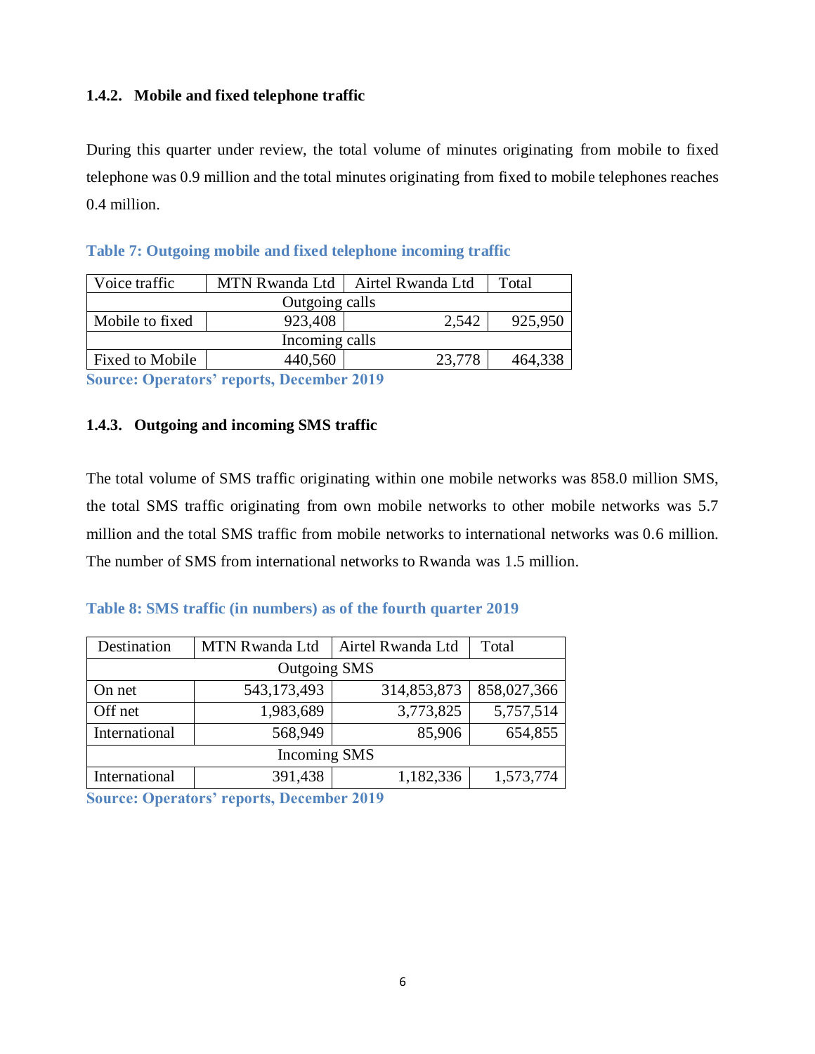### 1.4.2. Mobile and fixed telephone traffic

During this quarter under review, the total volume of minutes originating from mobile to fixed telephone was 0.9 million and the total minutes originating from fixed to mobile telephones reaches 0.4 million.

**Table 7: Outgoing mobile and fixed telephone incoming traffic**

| Voice traffic | MTN Rwanda Ltd | Airtel Rwanda Ltd | Total |
|---|---|---|---|
| Outgoing calls | | | |
| Mobile to fixed | 923,408 | 2,542 | 925,950 |
| Incoming calls | | | |
| Fixed to Mobile | 440,560 | 23,778 | 464,338 |

**Source: Operators' reports, December 2019**

### 1.4.3. Outgoing and incoming SMS traffic

The total volume of SMS traffic originating within one mobile networks was 858.0 million SMS, the total SMS traffic originating from own mobile networks to other mobile networks was 5.7 million and the total SMS traffic from mobile networks to international networks was 0.6 million. The number of SMS from international networks to Rwanda was 1.5 million.

**Table 8: SMS traffic (in numbers) as of the fourth quarter 2019**

| Destination | MTN Rwanda Ltd | Airtel Rwanda Ltd | Total |
|---|---|---|---|
| Outgoing SMS | | | |
| On net | 543,173,493 | 314,853,873 | 858,027,366 |
| Off net | 1,983,689 | 3,773,825 | 5,757,514 |
| International | 568,949 | 85,906 | 654,855 |
| Incoming SMS | | | |
| International | 391,438 | 1,182,336 | 1,573,774 |

**Source: Operators' reports, December 2019**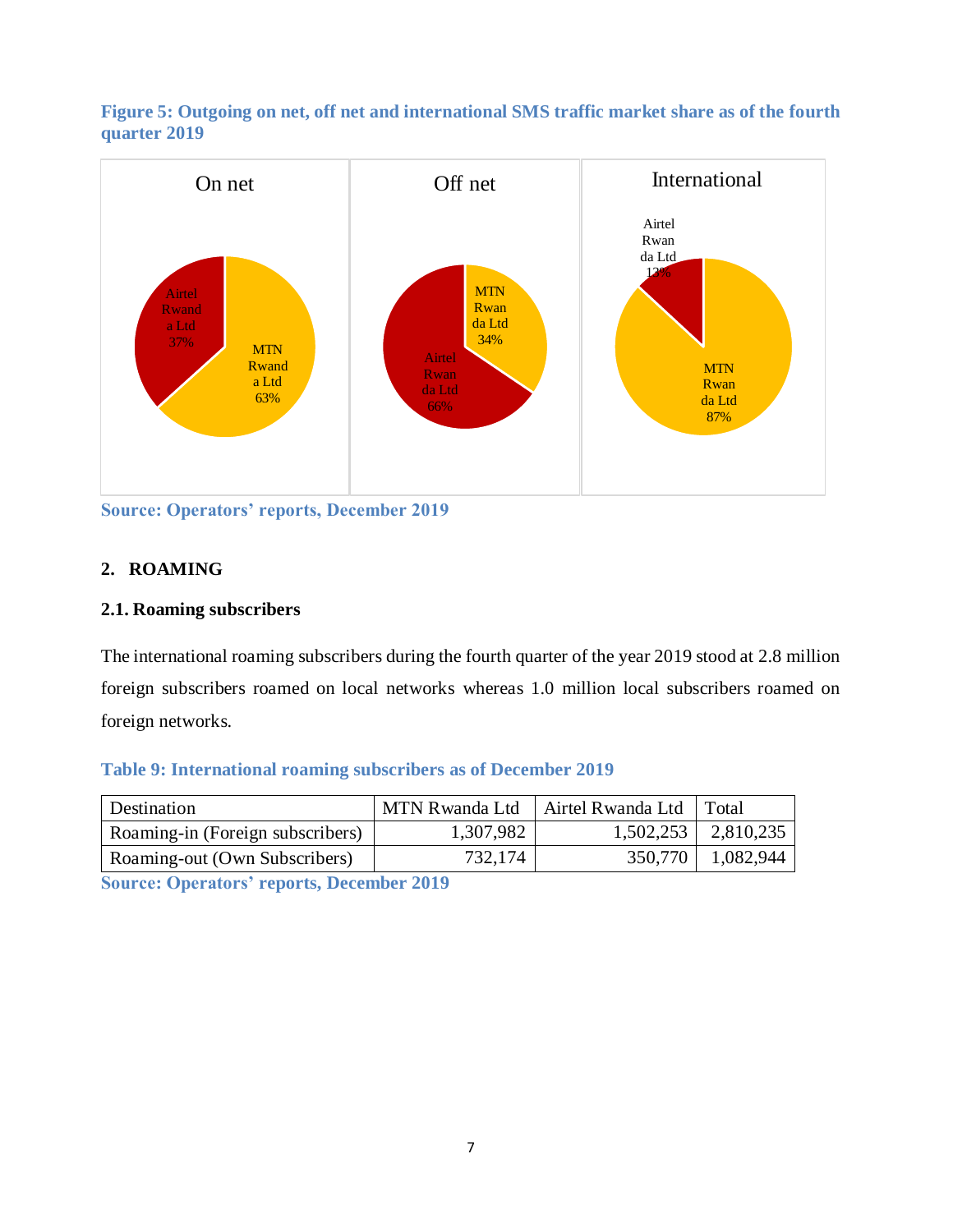**Figure 5: Outgoing on net, off net and international SMS traffic market share as of the fourth quarter 2019**

On net: Airtel Rwanda Ltd 37%, MTN Rwanda Ltd 63%

Off net: MTN Rwanda Ltd 34%, Airtel Rwanda Ltd 66%

International: Airtel Rwanda Ltd 13%, MTN Rwanda Ltd 87%

**Source: Operators' reports, December 2019**

## 2. ROAMING

### 2.1. Roaming subscribers

The international roaming subscribers during the fourth quarter of the year 2019 stood at 2.8 million foreign subscribers roamed on local networks whereas 1.0 million local subscribers roamed on foreign networks.

**Table 9: International roaming subscribers as of December 2019**

| Destination | MTN Rwanda Ltd | Airtel Rwanda Ltd | Total |
|---|---|---|---|
| Roaming-in (Foreign subscribers) | 1,307,982 | 1,502,253 | 2,810,235 |
| Roaming-out (Own Subscribers) | 732,174 | 350,770 | 1,082,944 |

**Source: Operators' reports, December 2019**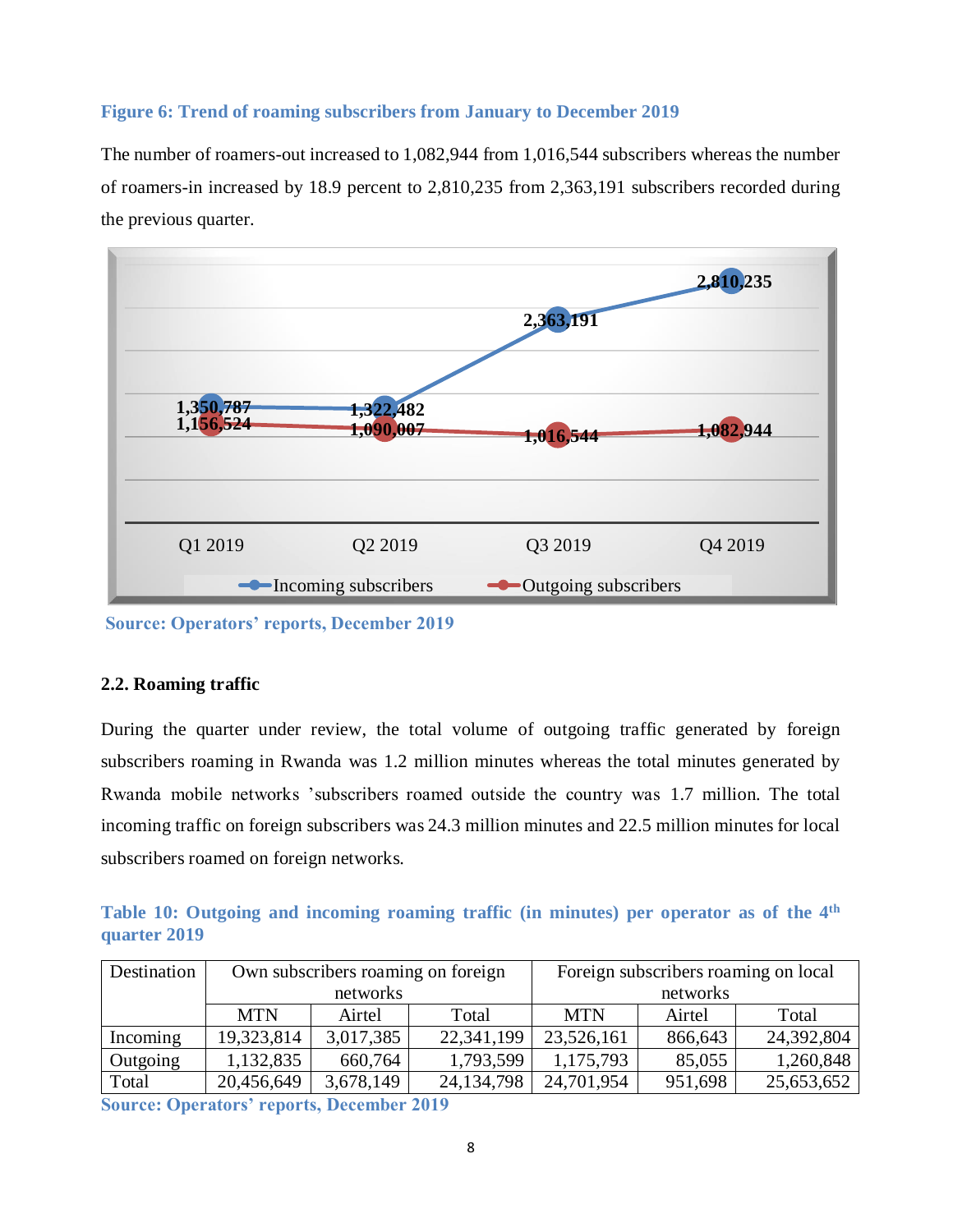**Figure 6: Trend of roaming subscribers from January to December 2019**

The number of roamers-out increased to 1,082,944 from 1,016,544 subscribers whereas the number of roamers-in increased by 18.9 percent to 2,810,235 from 2,363,191 subscribers recorded during the previous quarter.

**Source: Operators' reports, December 2019**

### 2.2. Roaming traffic

During the quarter under review, the total volume of outgoing traffic generated by foreign subscribers roaming in Rwanda was 1.2 million minutes whereas the total minutes generated by Rwanda mobile networks 'subscribers roamed outside the country was 1.7 million. The total incoming traffic on foreign subscribers was 24.3 million minutes and 22.5 million minutes for local subscribers roamed on foreign networks.

**Table 10: Outgoing and incoming roaming traffic (in minutes) per operator as of the 4th quarter 2019**

| Destination | Own subscribers roaming on foreign networks | | | Foreign subscribers roaming on local networks | | |
|---|---|---|---|---|---|---|
| | MTN | Airtel | Total | MTN | Airtel | Total |
| Incoming | 19,323,814 | 3,017,385 | 22,341,199 | 23,526,161 | 866,643 | 24,392,804 |
| Outgoing | 1,132,835 | 660,764 | 1,793,599 | 1,175,793 | 85,055 | 1,260,848 |
| Total | 20,456,649 | 3,678,149 | 24,134,798 | 24,701,954 | 951,698 | 25,653,652 |

**Source: Operators' reports, December 2019**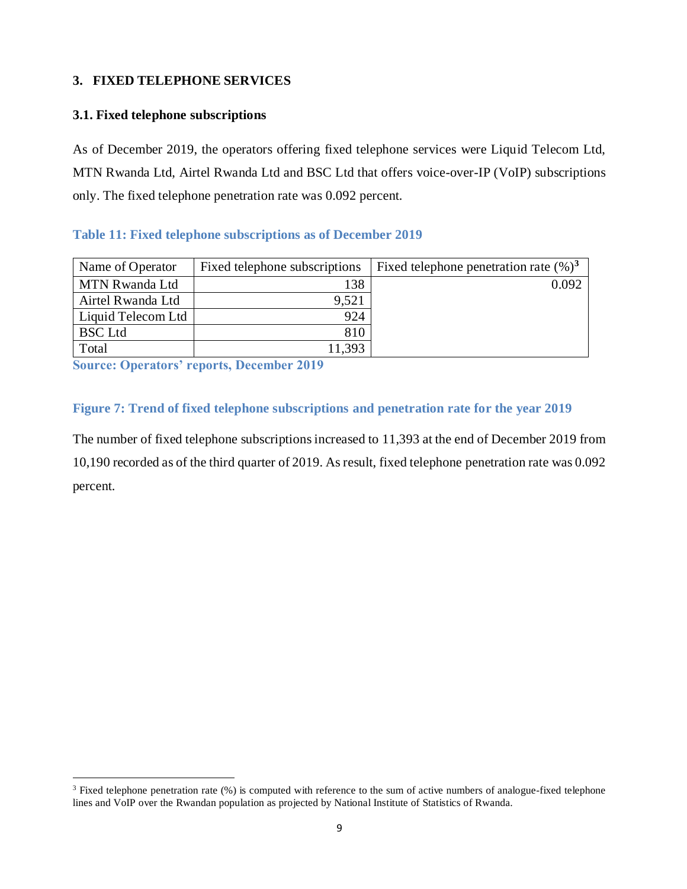## 3. FIXED TELEPHONE SERVICES

### 3.1. Fixed telephone subscriptions

As of December 2019, the operators offering fixed telephone services were Liquid Telecom Ltd, MTN Rwanda Ltd, Airtel Rwanda Ltd and BSC Ltd that offers voice-over-IP (VoIP) subscriptions only. The fixed telephone penetration rate was 0.092 percent.

**Table 11: Fixed telephone subscriptions as of December 2019**

| Name of Operator | Fixed telephone subscriptions | Fixed telephone penetration rate (%)[3] |
|---|---|---|
| MTN Rwanda Ltd | 138 | 0.092 |
| Airtel Rwanda Ltd | 9,521 | |
| Liquid Telecom Ltd | 924 | |
| BSC Ltd | 810 | |
| Total | 11,393 | |

**Source: Operators' reports, December 2019**

**Figure 7: Trend of fixed telephone subscriptions and penetration rate for the year 2019**

The number of fixed telephone subscriptions increased to 11,393 at the end of December 2019 from 10,190 recorded as of the third quarter of 2019. As result, fixed telephone penetration rate was 0.092 percent.

[3] Fixed telephone penetration rate (%) is computed with reference to the sum of active numbers of analogue-fixed telephone lines and VoIP over the Rwandan population as projected by National Institute of Statistics of Rwanda.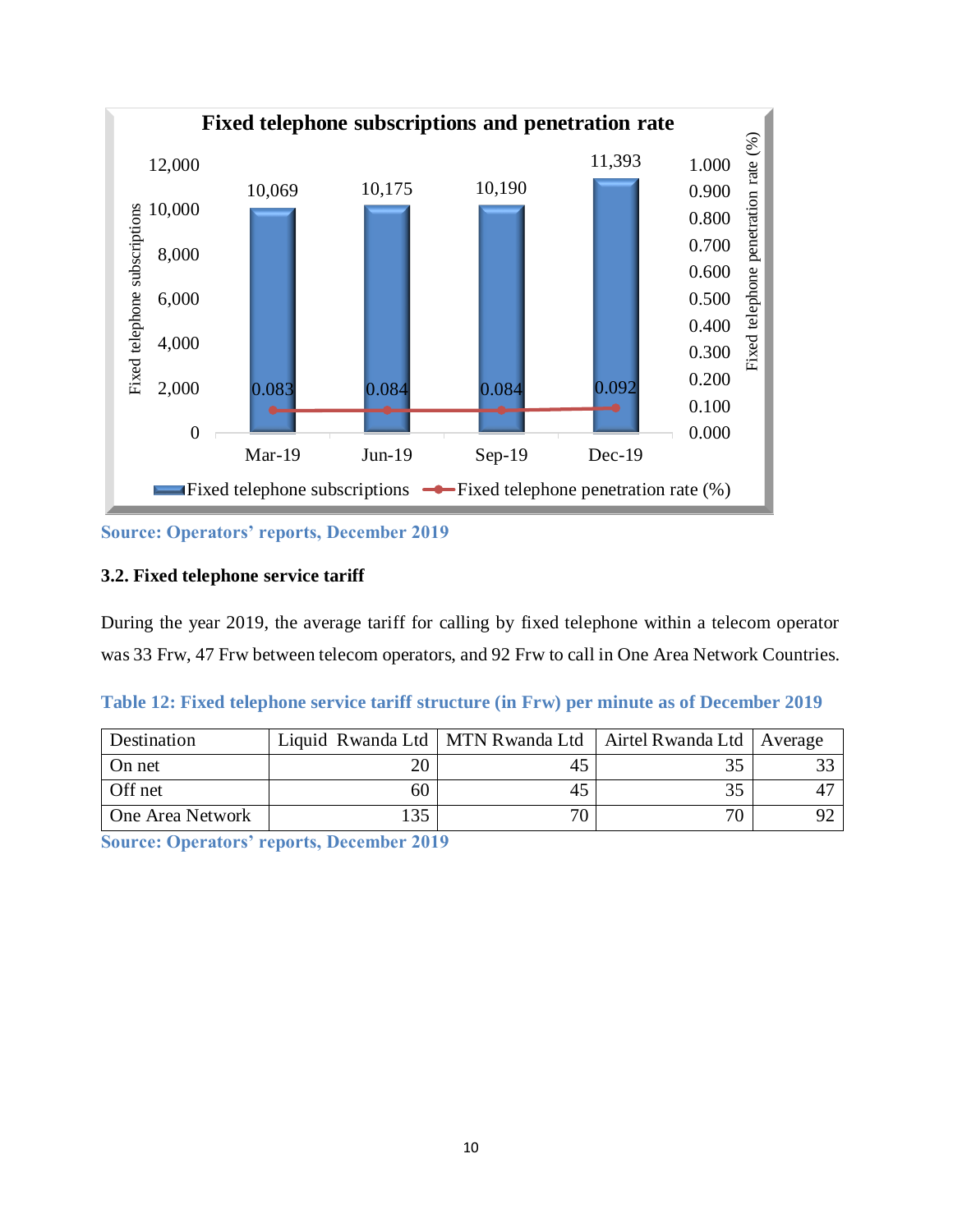**Fixed telephone subscriptions and penetration rate**

| | Mar-19 | Jun-19 | Sep-19 | Dec-19 |
|---|---|---|---|---|
| Fixed telephone subscriptions | 10,069 | 10,175 | 10,190 | 11,393 |
| Fixed telephone penetration rate (%) | 0.083 | 0.084 | 0.084 | 0.092 |

**Source: Operators' reports, December 2019**

### 3.2. Fixed telephone service tariff

During the year 2019, the average tariff for calling by fixed telephone within a telecom operator was 33 Frw, 47 Frw between telecom operators, and 92 Frw to call in One Area Network Countries.

**Table 12: Fixed telephone service tariff structure (in Frw) per minute as of December 2019**

| Destination | Liquid Rwanda Ltd | MTN Rwanda Ltd | Airtel Rwanda Ltd | Average |
|---|---|---|---|---|
| On net | 20 | 45 | 35 | 33 |
| Off net | 60 | 45 | 35 | 47 |
| One Area Network | 135 | 70 | 70 | 92 |

**Source: Operators' reports, December 2019**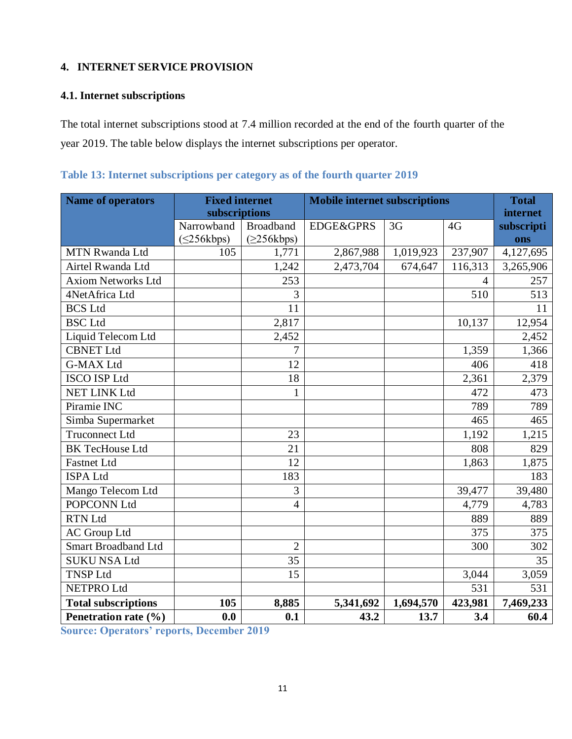## 4. INTERNET SERVICE PROVISION

### 4.1. Internet subscriptions

The total internet subscriptions stood at 7.4 million recorded at the end of the fourth quarter of the year 2019. The table below displays the internet subscriptions per operator.

**Table 13: Internet subscriptions per category as of the fourth quarter 2019**

| Name of operators | Fixed internet subscriptions | | Mobile internet subscriptions | | | Total internet subscriptions |
|---|---|---|---|---|---|---|
| | Narrowband (≤256kbps) | Broadband (≥256kbps) | EDGE&GPRS | 3G | 4G | |
| MTN Rwanda Ltd | 105 | 1,771 | 2,867,988 | 1,019,923 | 237,907 | 4,127,695 |
| Airtel Rwanda Ltd | | 1,242 | 2,473,704 | 674,647 | 116,313 | 3,265,906 |
| Axiom Networks Ltd | | 253 | | | 4 | 257 |
| 4NetAfrica Ltd | | 3 | | | 510 | 513 |
| BCS Ltd | | 11 | | | | 11 |
| BSC Ltd | | 2,817 | | | 10,137 | 12,954 |
| Liquid Telecom Ltd | | 2,452 | | | | 2,452 |
| CBNET Ltd | | 7 | | | 1,359 | 1,366 |
| G-MAX Ltd | | 12 | | | 406 | 418 |
| ISCO ISP Ltd | | 18 | | | 2,361 | 2,379 |
| NET LINK Ltd | | 1 | | | 472 | 473 |
| Piramie INC | | | | | 789 | 789 |
| Simba Supermarket | | | | | 465 | 465 |
| Truconnect Ltd | | 23 | | | 1,192 | 1,215 |
| BK TecHouse Ltd | | 21 | | | 808 | 829 |
| Fastnet Ltd | | 12 | | | 1,863 | 1,875 |
| ISPA Ltd | | 183 | | | | 183 |
| Mango Telecom Ltd | | 3 | | | 39,477 | 39,480 |
| POPCONN Ltd | | 4 | | | 4,779 | 4,783 |
| RTN Ltd | | | | | 889 | 889 |
| AC Group Ltd | | | | | 375 | 375 |
| Smart Broadband Ltd | | 2 | | | 300 | 302 |
| SUKU NSA Ltd | | 35 | | | | 35 |
| TNSP Ltd | | 15 | | | 3,044 | 3,059 |
| NETPRO Ltd | | | | | 531 | 531 |
| **Total subscriptions** | **105** | **8,885** | **5,341,692** | **1,694,570** | **423,981** | **7,469,233** |
| **Penetration rate (%)** | **0.0** | **0.1** | **43.2** | **13.7** | **3.4** | **60.4** |

**Source: Operators' reports, December 2019**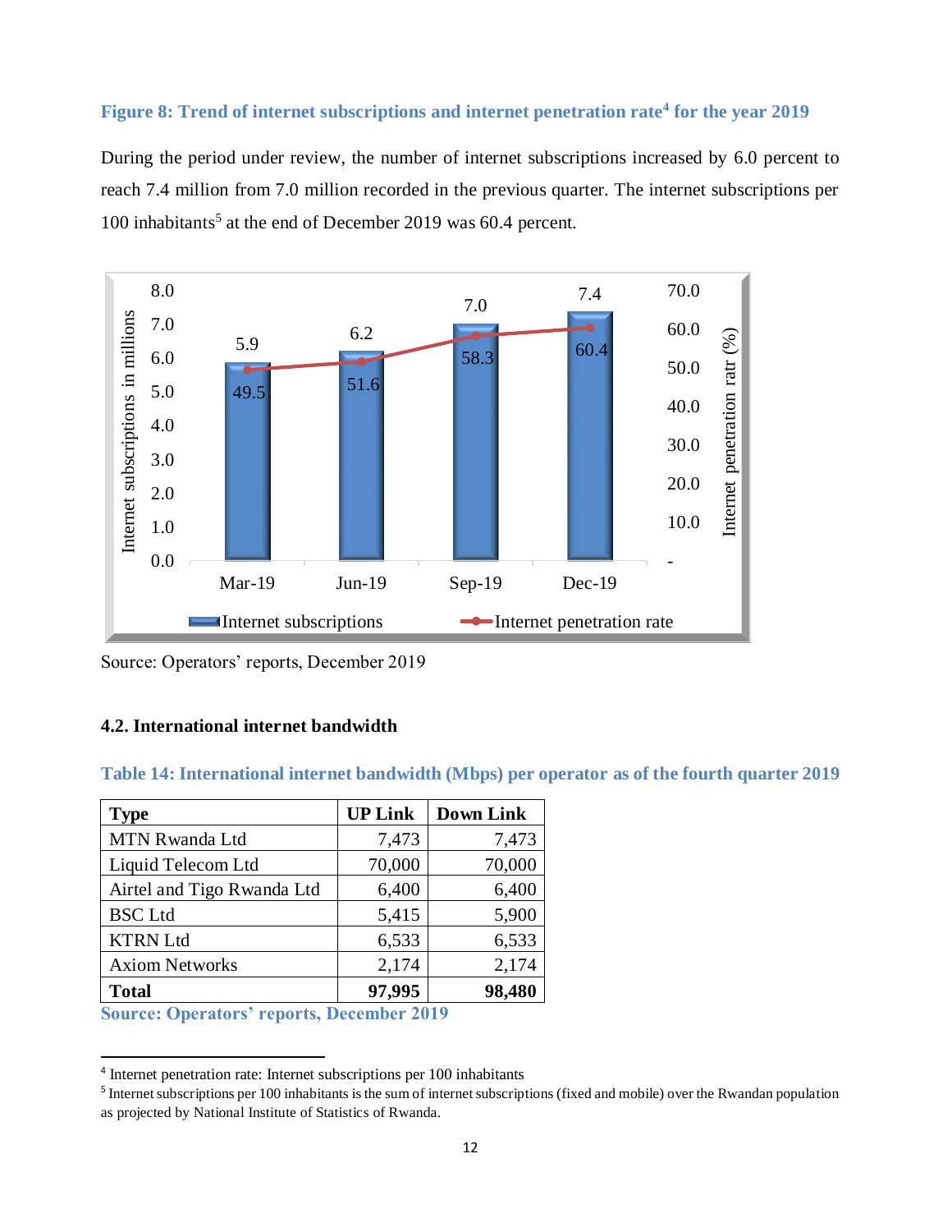**Figure 8: Trend of internet subscriptions and internet penetration rate[4] for the year 2019**

During the period under review, the number of internet subscriptions increased by 6.0 percent to reach 7.4 million from 7.0 million recorded in the previous quarter. The internet subscriptions per 100 inhabitants[5] at the end of December 2019 was 60.4 percent.

| | Mar-19 | Jun-19 | Sep-19 | Dec-19 |
|---|---|---|---|---|
| Internet subscriptions (millions) | 5.9 | 6.2 | 7.0 | 7.4 |
| Internet penetration rate (%) | 49.5 | 51.6 | 58.3 | 60.4 |

Source: Operators' reports, December 2019

### 4.2. International internet bandwidth

**Table 14: International internet bandwidth (Mbps) per operator as of the fourth quarter 2019**

| Type | UP Link | Down Link |
|---|---|---|
| MTN Rwanda Ltd | 7,473 | 7,473 |
| Liquid Telecom Ltd | 70,000 | 70,000 |
| Airtel and Tigo Rwanda Ltd | 6,400 | 6,400 |
| BSC Ltd | 5,415 | 5,900 |
| KTRN Ltd | 6,533 | 6,533 |
| Axiom Networks | 2,174 | 2,174 |
| **Total** | **97,995** | **98,480** |

**Source: Operators' reports, December 2019**

[4] Internet penetration rate: Internet subscriptions per 100 inhabitants

[5] Internet subscriptions per 100 inhabitants is the sum of internet subscriptions (fixed and mobile) over the Rwandan population as projected by National Institute of Statistics of Rwanda.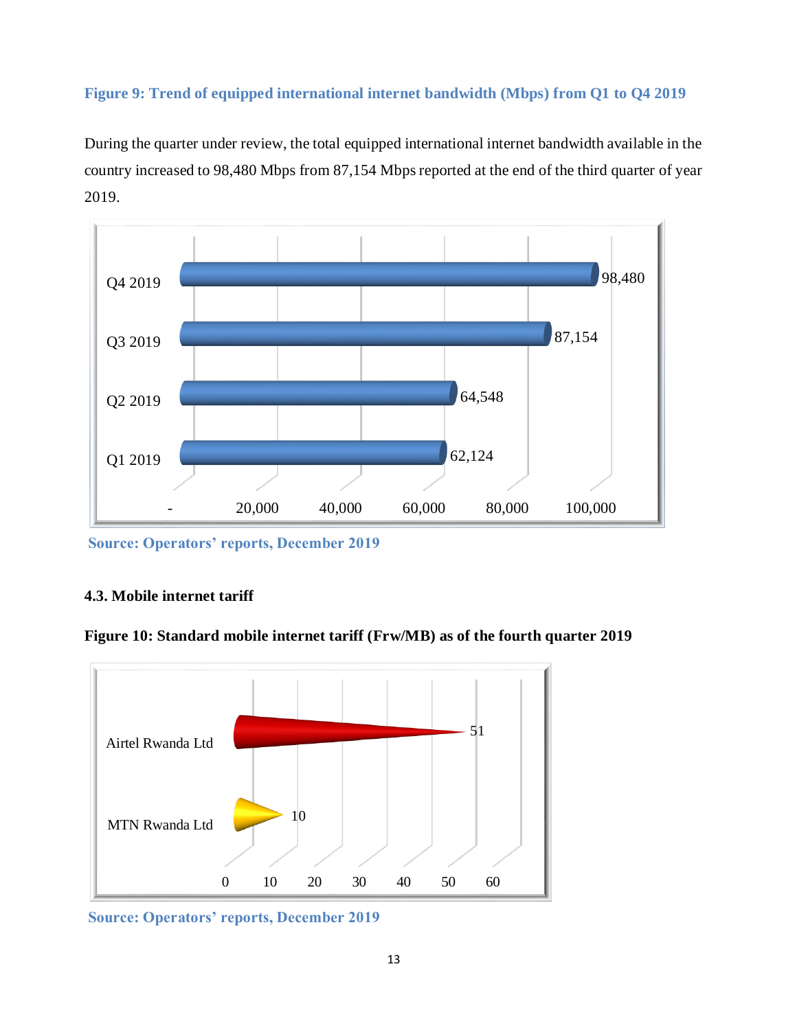**Figure 9: Trend of equipped international internet bandwidth (Mbps) from Q1 to Q4 2019**

During the quarter under review, the total equipped international internet bandwidth available in the country increased to 98,480 Mbps from 87,154 Mbps reported at the end of the third quarter of year 2019.

| Quarter | Bandwidth (Mbps) |
|---|---|
| Q4 2019 | 98,480 |
| Q3 2019 | 87,154 |
| Q2 2019 | 64,548 |
| Q1 2019 | 62,124 |

**Source: Operators' reports, December 2019**

### 4.3. Mobile internet tariff

**Figure 10: Standard mobile internet tariff (Frw/MB) as of the fourth quarter 2019**

| Operator | Tariff (Frw/MB) |
|---|---|
| Airtel Rwanda Ltd | 51 |
| MTN Rwanda Ltd | 10 |

**Source: Operators' reports, December 2019**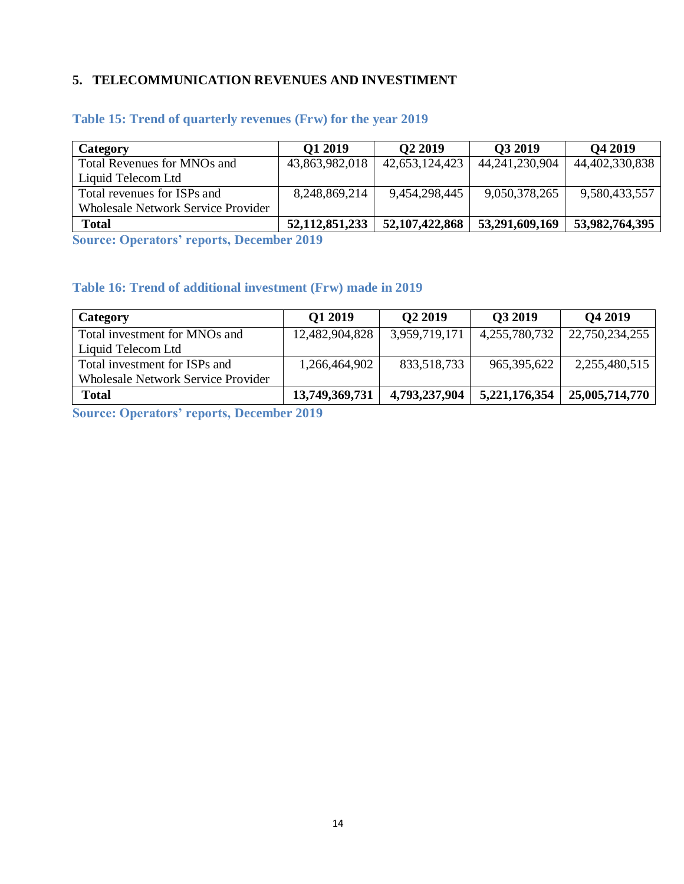## 5. TELECOMMUNICATION REVENUES AND INVESTIMENT

### Table 15: Trend of quarterly revenues (Frw) for the year 2019

| Category | Q1 2019 | Q2 2019 | Q3 2019 | Q4 2019 |
|---|---|---|---|---|
| Total Revenues for MNOs and Liquid Telecom Ltd | 43,863,982,018 | 42,653,124,423 | 44,241,230,904 | 44,402,330,838 |
| Total revenues for ISPs and Wholesale Network Service Provider | 8,248,869,214 | 9,454,298,445 | 9,050,378,265 | 9,580,433,557 |
| **Total** | **52,112,851,233** | **52,107,422,868** | **53,291,609,169** | **53,982,764,395** |

**Source: Operators' reports, December 2019**

### Table 16: Trend of additional investment (Frw) made in 2019

| Category | Q1 2019 | Q2 2019 | Q3 2019 | Q4 2019 |
|---|---|---|---|---|
| Total investment for MNOs and Liquid Telecom Ltd | 12,482,904,828 | 3,959,719,171 | 4,255,780,732 | 22,750,234,255 |
| Total investment for ISPs and Wholesale Network Service Provider | 1,266,464,902 | 833,518,733 | 965,395,622 | 2,255,480,515 |
| **Total** | **13,749,369,731** | **4,793,237,904** | **5,221,176,354** | **25,005,714,770** |

**Source: Operators' reports, December 2019**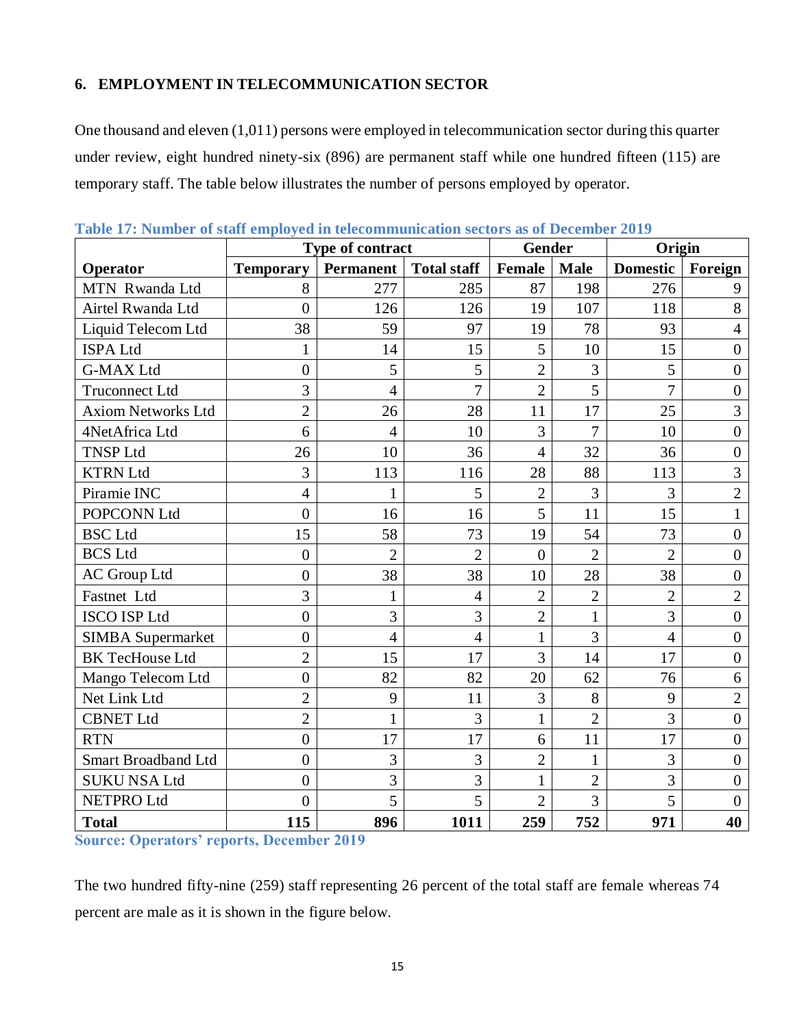## 6. EMPLOYMENT IN TELECOMMUNICATION SECTOR

One thousand and eleven (1,011) persons were employed in telecommunication sector during this quarter under review, eight hundred ninety-six (896) are permanent staff while one hundred fifteen (115) are temporary staff. The table below illustrates the number of persons employed by operator.

**Table 17: Number of staff employed in telecommunication sectors as of December 2019**

| | Type of contract | | | Gender | | Origin | |
|---|---|---|---|---|---|---|---|
| **Operator** | **Temporary** | **Permanent** | **Total staff** | **Female** | **Male** | **Domestic** | **Foreign** |
| MTN Rwanda Ltd | 8 | 277 | 285 | 87 | 198 | 276 | 9 |
| Airtel Rwanda Ltd | 0 | 126 | 126 | 19 | 107 | 118 | 8 |
| Liquid Telecom Ltd | 38 | 59 | 97 | 19 | 78 | 93 | 4 |
| ISPA Ltd | 1 | 14 | 15 | 5 | 10 | 15 | 0 |
| G-MAX Ltd | 0 | 5 | 5 | 2 | 3 | 5 | 0 |
| Truconnect Ltd | 3 | 4 | 7 | 2 | 5 | 7 | 0 |
| Axiom Networks Ltd | 2 | 26 | 28 | 11 | 17 | 25 | 3 |
| 4NetAfrica Ltd | 6 | 4 | 10 | 3 | 7 | 10 | 0 |
| TNSP Ltd | 26 | 10 | 36 | 4 | 32 | 36 | 0 |
| KTRN Ltd | 3 | 113 | 116 | 28 | 88 | 113 | 3 |
| Piramie INC | 4 | 1 | 5 | 2 | 3 | 3 | 2 |
| POPCONN Ltd | 0 | 16 | 16 | 5 | 11 | 15 | 1 |
| BSC Ltd | 15 | 58 | 73 | 19 | 54 | 73 | 0 |
| BCS Ltd | 0 | 2 | 2 | 0 | 2 | 2 | 0 |
| AC Group Ltd | 0 | 38 | 38 | 10 | 28 | 38 | 0 |
| Fastnet Ltd | 3 | 1 | 4 | 2 | 2 | 2 | 2 |
| ISCO ISP Ltd | 0 | 3 | 3 | 2 | 1 | 3 | 0 |
| SIMBA Supermarket | 0 | 4 | 4 | 1 | 3 | 4 | 0 |
| BK TecHouse Ltd | 2 | 15 | 17 | 3 | 14 | 17 | 0 |
| Mango Telecom Ltd | 0 | 82 | 82 | 20 | 62 | 76 | 6 |
| Net Link Ltd | 2 | 9 | 11 | 3 | 8 | 9 | 2 |
| CBNET Ltd | 2 | 1 | 3 | 1 | 2 | 3 | 0 |
| RTN | 0 | 17 | 17 | 6 | 11 | 17 | 0 |
| Smart Broadband Ltd | 0 | 3 | 3 | 2 | 1 | 3 | 0 |
| SUKU NSA Ltd | 0 | 3 | 3 | 1 | 2 | 3 | 0 |
| NETPRO Ltd | 0 | 5 | 5 | 2 | 3 | 5 | 0 |
| **Total** | **115** | **896** | **1011** | **259** | **752** | **971** | **40** |

**Source: Operators' reports, December 2019**

The two hundred fifty-nine (259) staff representing 26 percent of the total staff are female whereas 74 percent are male as it is shown in the figure below.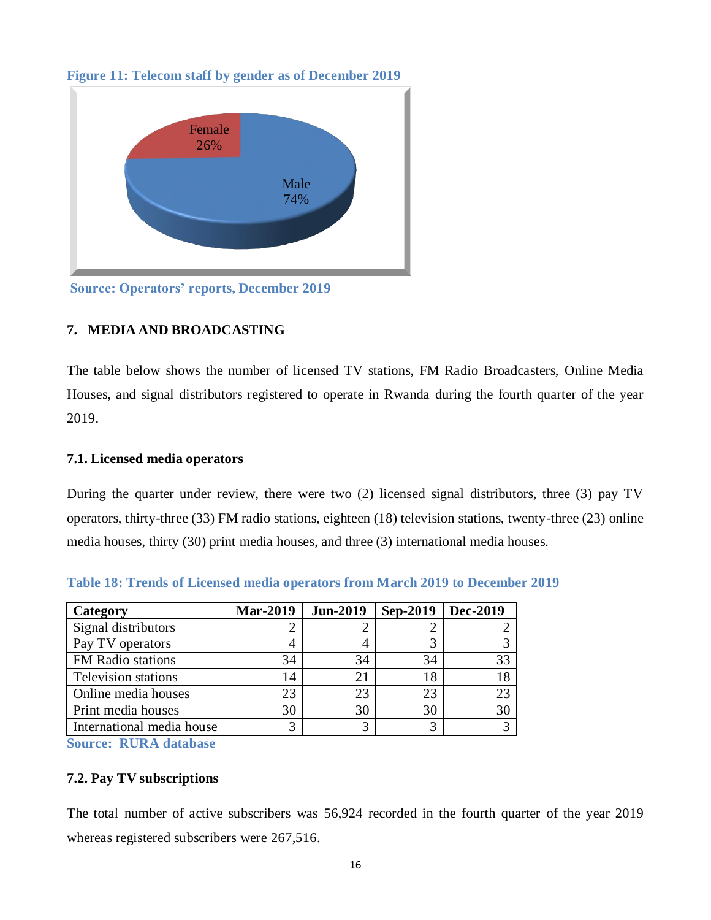**Figure 11: Telecom staff by gender as of December 2019**

Female 26%

Male 74%

**Source: Operators' reports, December 2019**

## 7. MEDIA AND BROADCASTING

The table below shows the number of licensed TV stations, FM Radio Broadcasters, Online Media Houses, and signal distributors registered to operate in Rwanda during the fourth quarter of the year 2019.

### 7.1. Licensed media operators

During the quarter under review, there were two (2) licensed signal distributors, three (3) pay TV operators, thirty-three (33) FM radio stations, eighteen (18) television stations, twenty-three (23) online media houses, thirty (30) print media houses, and three (3) international media houses.

**Table 18: Trends of Licensed media operators from March 2019 to December 2019**

| Category | Mar-2019 | Jun-2019 | Sep-2019 | Dec-2019 |
|---|---|---|---|---|
| Signal distributors | 2 | 2 | 2 | 2 |
| Pay TV operators | 4 | 4 | 3 | 3 |
| FM Radio stations | 34 | 34 | 34 | 33 |
| Television stations | 14 | 21 | 18 | 18 |
| Online media houses | 23 | 23 | 23 | 23 |
| Print media houses | 30 | 30 | 30 | 30 |
| International media house | 3 | 3 | 3 | 3 |

**Source: RURA database**

### 7.2. Pay TV subscriptions

The total number of active subscribers was 56,924 recorded in the fourth quarter of the year 2019 whereas registered subscribers were 267,516.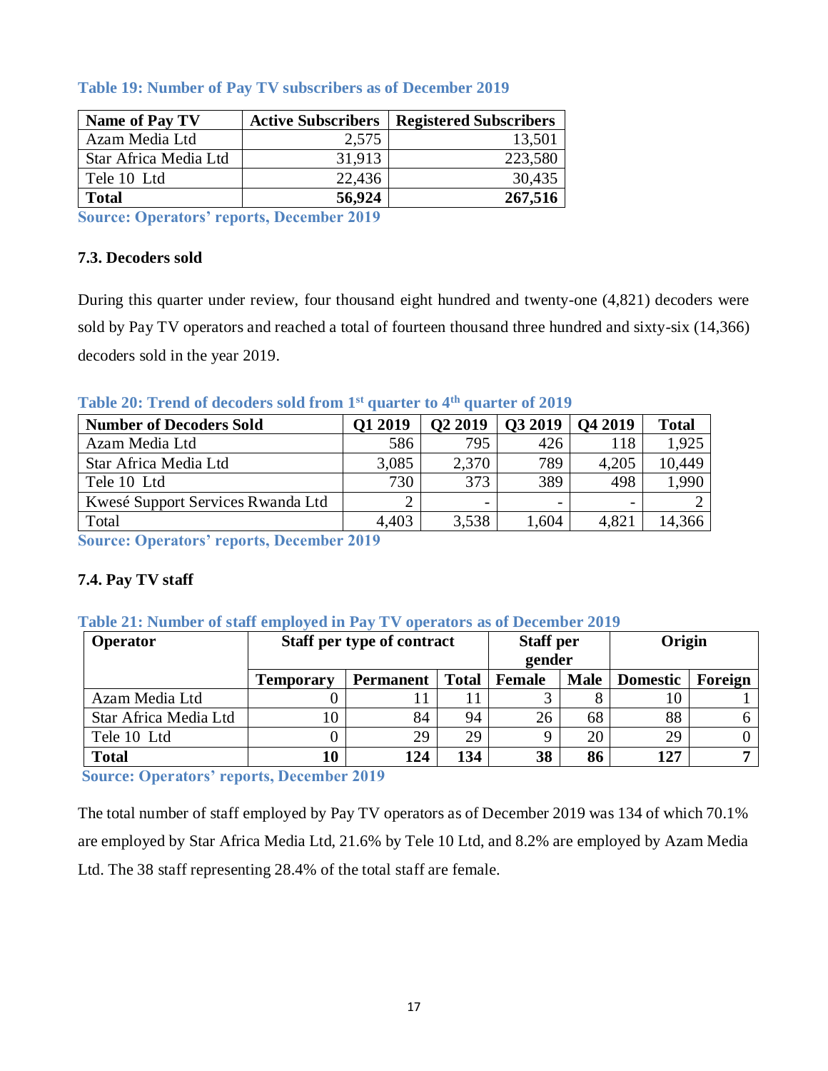**Table 19: Number of Pay TV subscribers as of December 2019**

| Name of Pay TV | Active Subscribers | Registered Subscribers |
|---|---|---|
| Azam Media Ltd | 2,575 | 13,501 |
| Star Africa Media Ltd | 31,913 | 223,580 |
| Tele 10 Ltd | 22,436 | 30,435 |
| **Total** | **56,924** | **267,516** |

**Source: Operators' reports, December 2019**

### 7.3. Decoders sold

During this quarter under review, four thousand eight hundred and twenty-one (4,821) decoders were sold by Pay TV operators and reached a total of fourteen thousand three hundred and sixty-six (14,366) decoders sold in the year 2019.

**Table 20: Trend of decoders sold from 1st quarter to 4th quarter of 2019**

| Number of Decoders Sold | Q1 2019 | Q2 2019 | Q3 2019 | Q4 2019 | Total |
|---|---|---|---|---|---|
| Azam Media Ltd | 586 | 795 | 426 | 118 | 1,925 |
| Star Africa Media Ltd | 3,085 | 2,370 | 789 | 4,205 | 10,449 |
| Tele 10 Ltd | 730 | 373 | 389 | 498 | 1,990 |
| Kwesé Support Services Rwanda Ltd | 2 | - | - | - | 2 |
| Total | 4,403 | 3,538 | 1,604 | 4,821 | 14,366 |

**Source: Operators' reports, December 2019**

### 7.4. Pay TV staff

**Table 21: Number of staff employed in Pay TV operators as of December 2019**

| Operator | Staff per type of contract | | | Staff per gender | | Origin | |
|---|---|---|---|---|---|---|---|
| | **Temporary** | **Permanent** | **Total** | **Female** | **Male** | **Domestic** | **Foreign** |
| Azam Media Ltd | 0 | 11 | 11 | 3 | 8 | 10 | 1 |
| Star Africa Media Ltd | 10 | 84 | 94 | 26 | 68 | 88 | 6 |
| Tele 10 Ltd | 0 | 29 | 29 | 9 | 20 | 29 | 0 |
| **Total** | **10** | **124** | **134** | **38** | **86** | **127** | **7** |

**Source: Operators' reports, December 2019**

The total number of staff employed by Pay TV operators as of December 2019 was 134 of which 70.1% are employed by Star Africa Media Ltd, 21.6% by Tele 10 Ltd, and 8.2% are employed by Azam Media Ltd. The 38 staff representing 28.4% of the total staff are female.